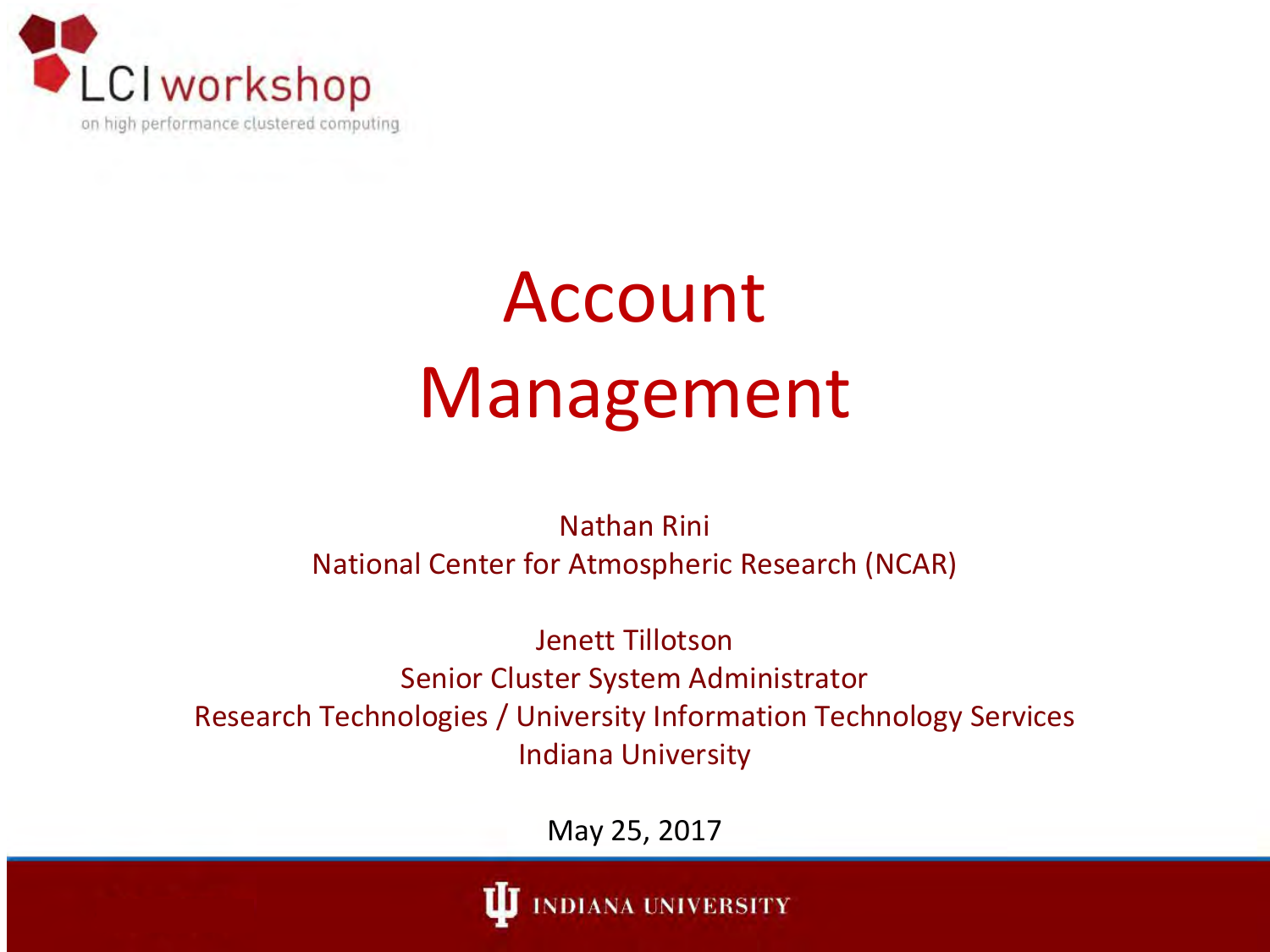LCI workshop

on high performance clustered computing

# Account Management

Nathan Rini
National Center for Atmospheric Research (NCAR)

Jenett Tillotson
Senior Cluster System Administrator
Research Technologies / University Information Technology Services
Indiana University

May 25, 2017

INDIANA UNIVERSITY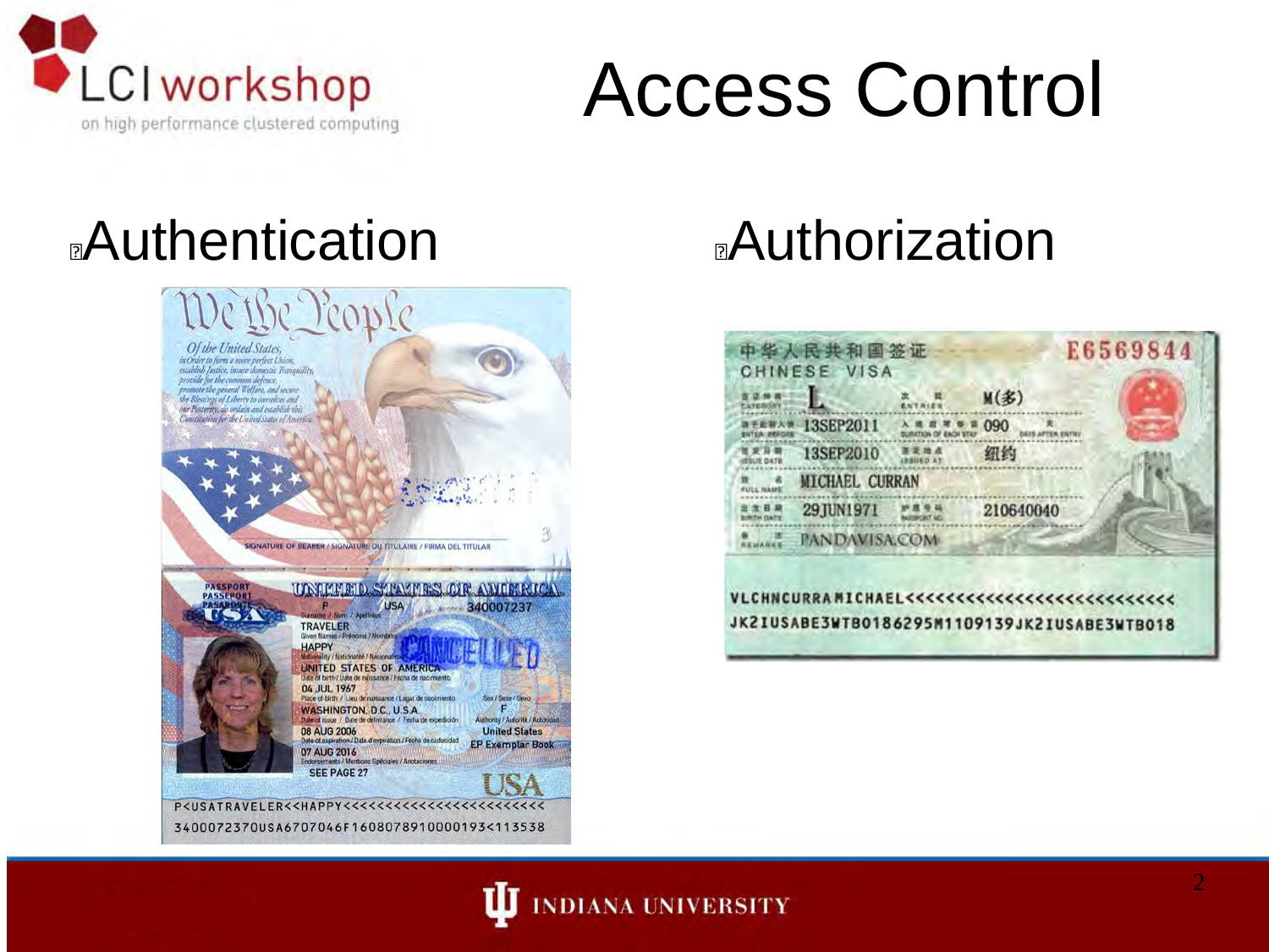# Access Control

- Authentication
- Authorization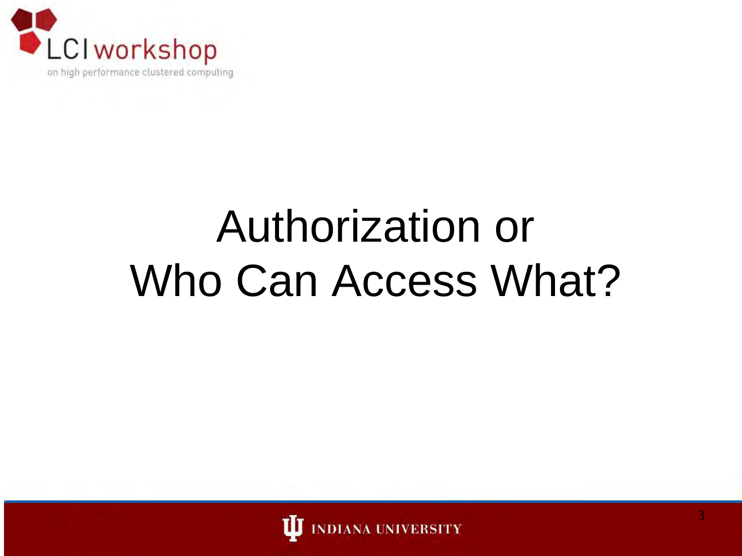# Authorization or Who Can Access What?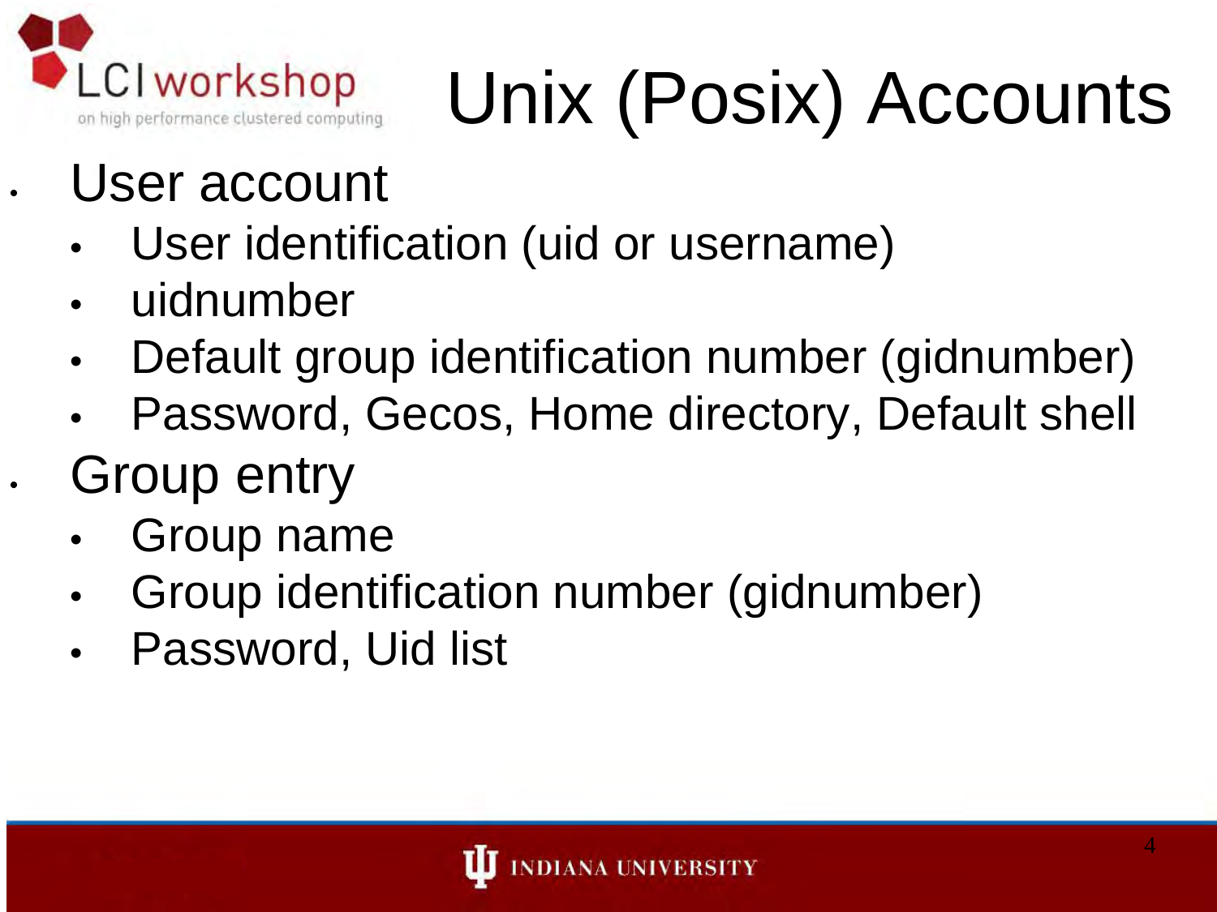# Unix (Posix) Accounts

- User account
  - User identification (uid or username)
  - uidnumber
  - Default group identification number (gidnumber)
  - Password, Gecos, Home directory, Default shell
- Group entry
  - Group name
  - Group identification number (gidnumber)
  - Password, Uid list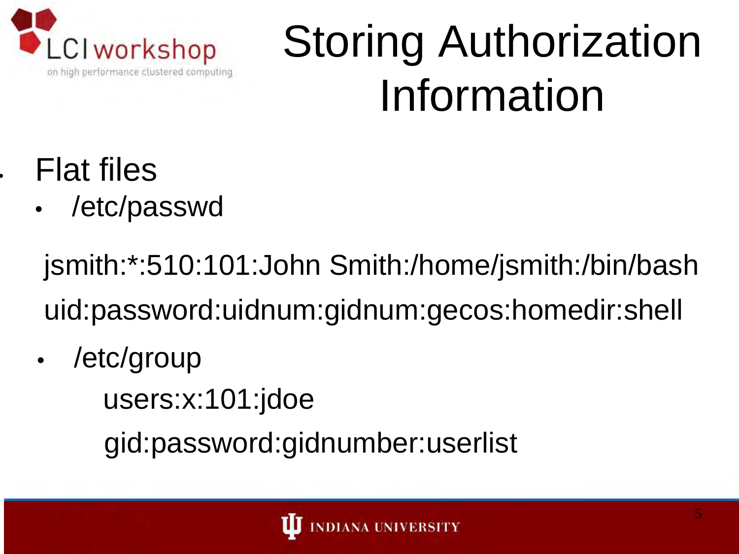# Storing Authorization Information

- Flat files
  - /etc/passwd

    jsmith:*:510:101:John Smith:/home/jsmith:/bin/bash

    uid:password:uidnum:gidnum:gecos:homedir:shell

  - /etc/group

    users:x:101:jdoe

    gid:password:gidnumber:userlist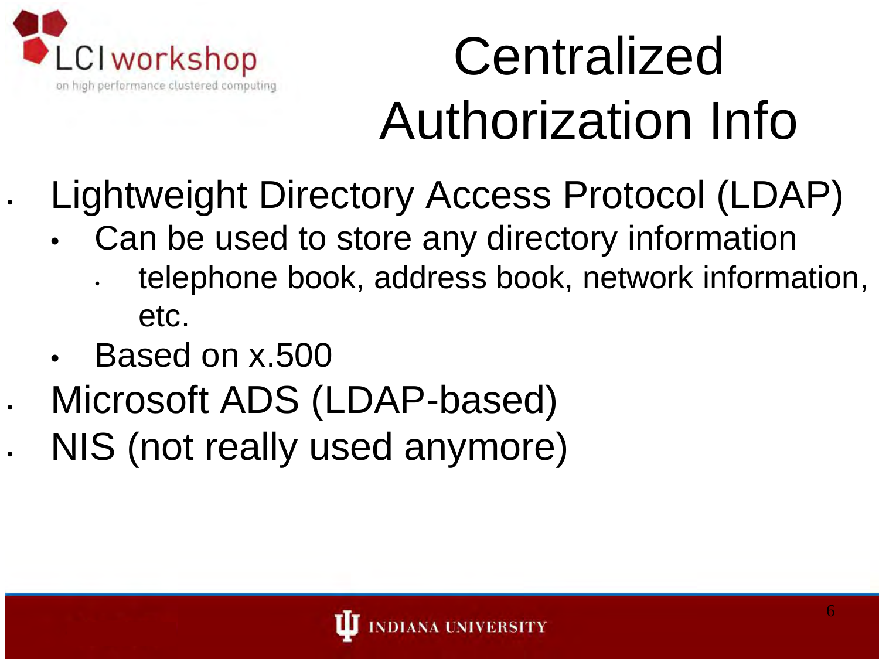# Centralized Authorization Info

- Lightweight Directory Access Protocol (LDAP)
  - Can be used to store any directory information
    - telephone book, address book, network information, etc.
  - Based on x.500
- Microsoft ADS (LDAP-based)
- NIS (not really used anymore)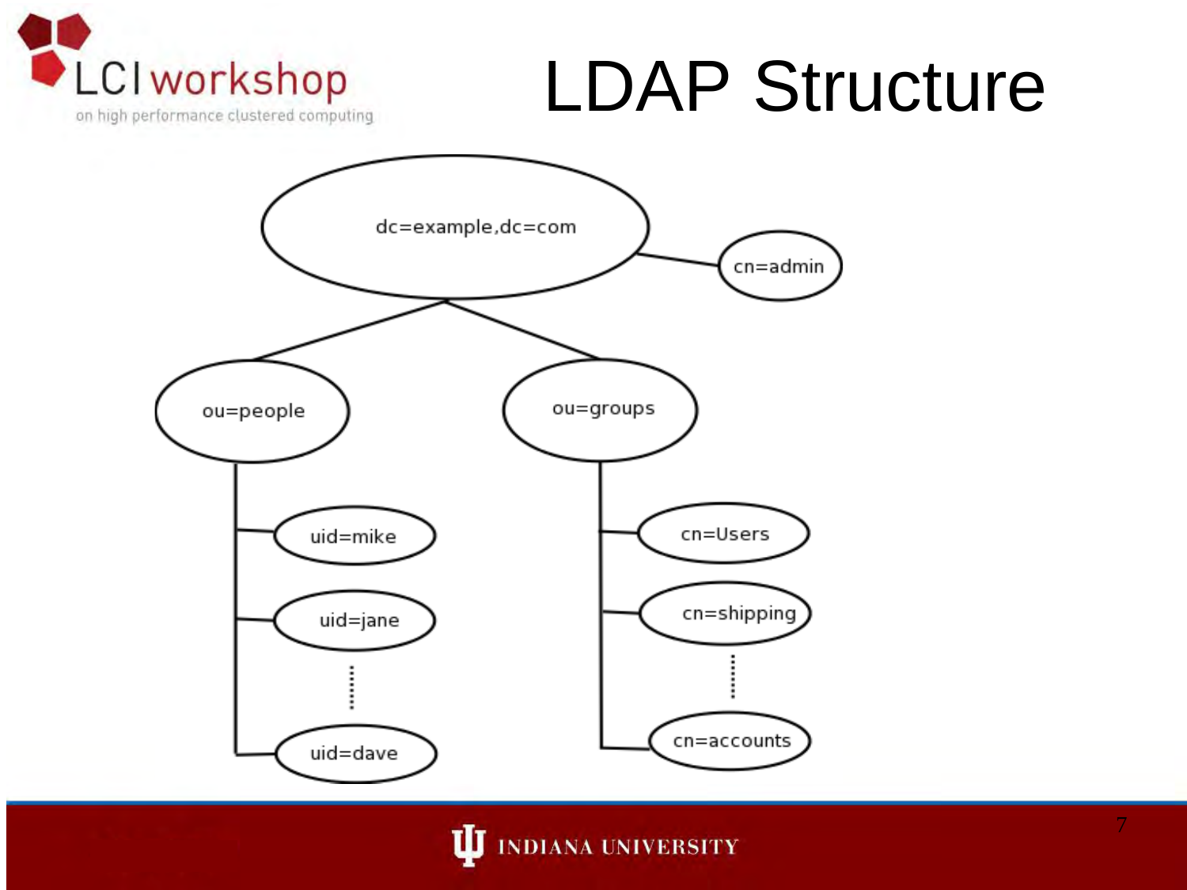# LDAP Structure

dc=example,dc=com

cn=admin

ou=people

uid=mike

uid=jane

uid=dave

ou=groups

cn=Users

cn=shipping

cn=accounts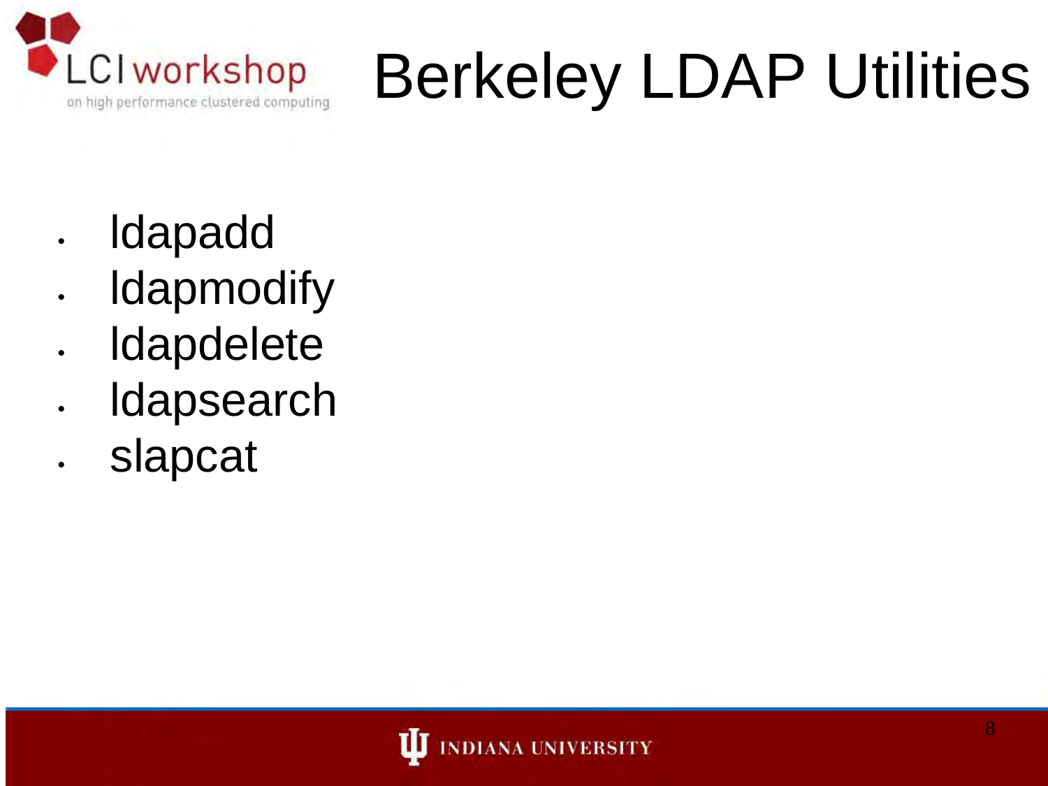# Berkeley LDAP Utilities

- ldapadd
- ldapmodify
- ldapdelete
- ldapsearch
- slapcat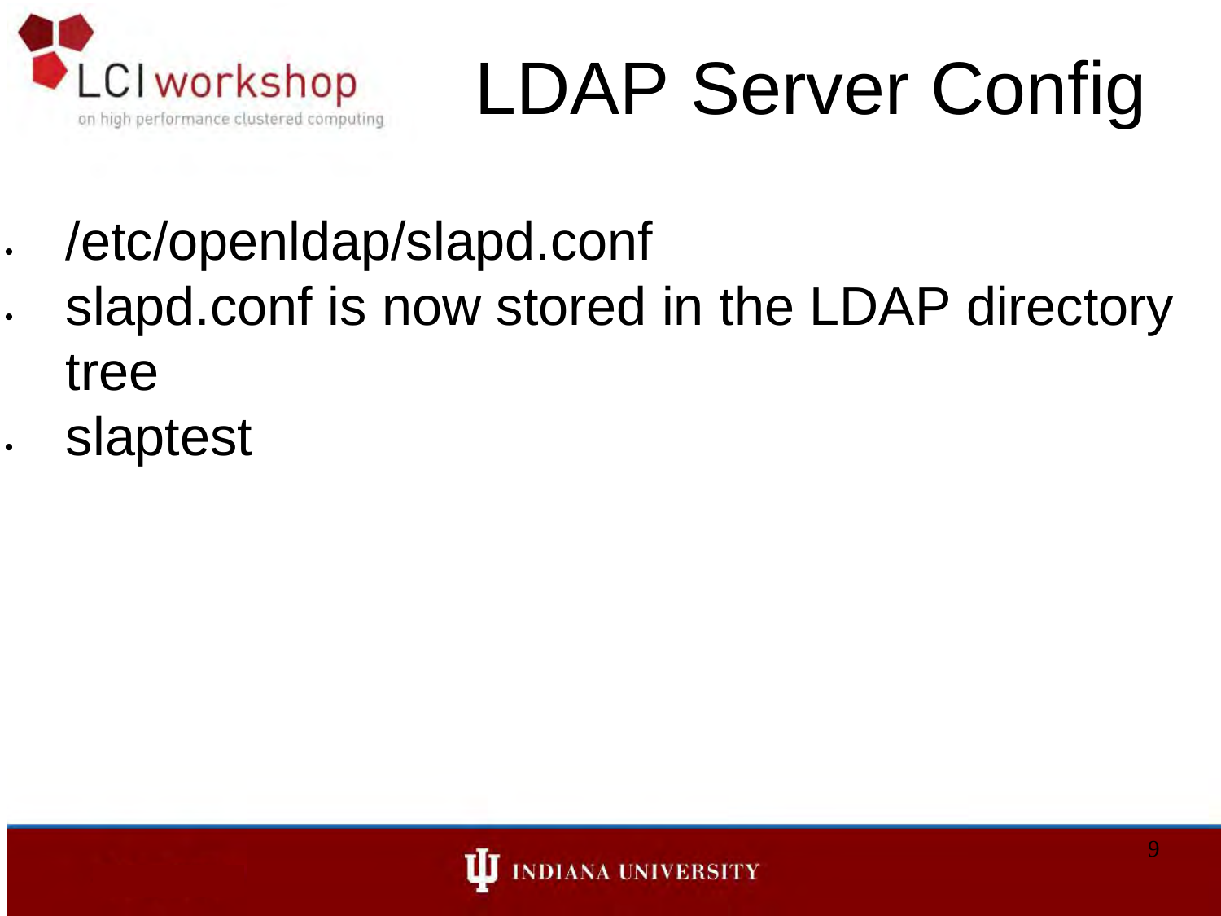# LDAP Server Config

- /etc/openldap/slapd.conf
- slapd.conf is now stored in the LDAP directory tree
- slaptest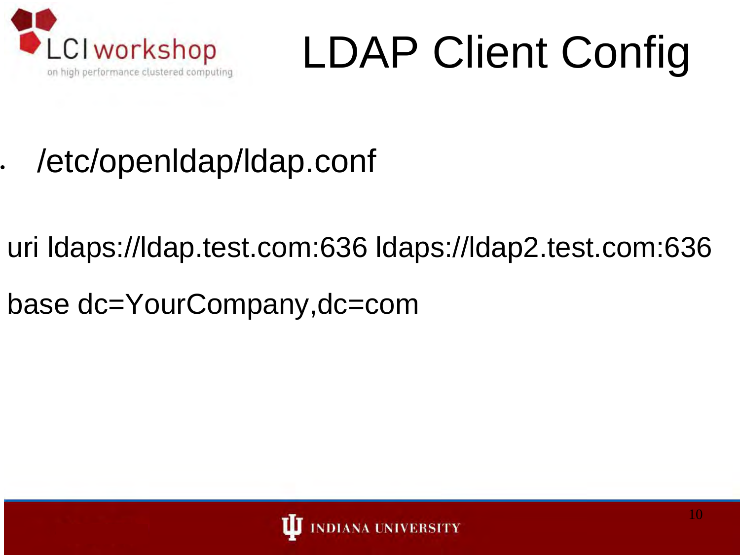# LDAP Client Config

- /etc/openldap/ldap.conf

```
uri ldaps://ldap.test.com:636 ldaps://ldap2.test.com:636
base dc=YourCompany,dc=com
```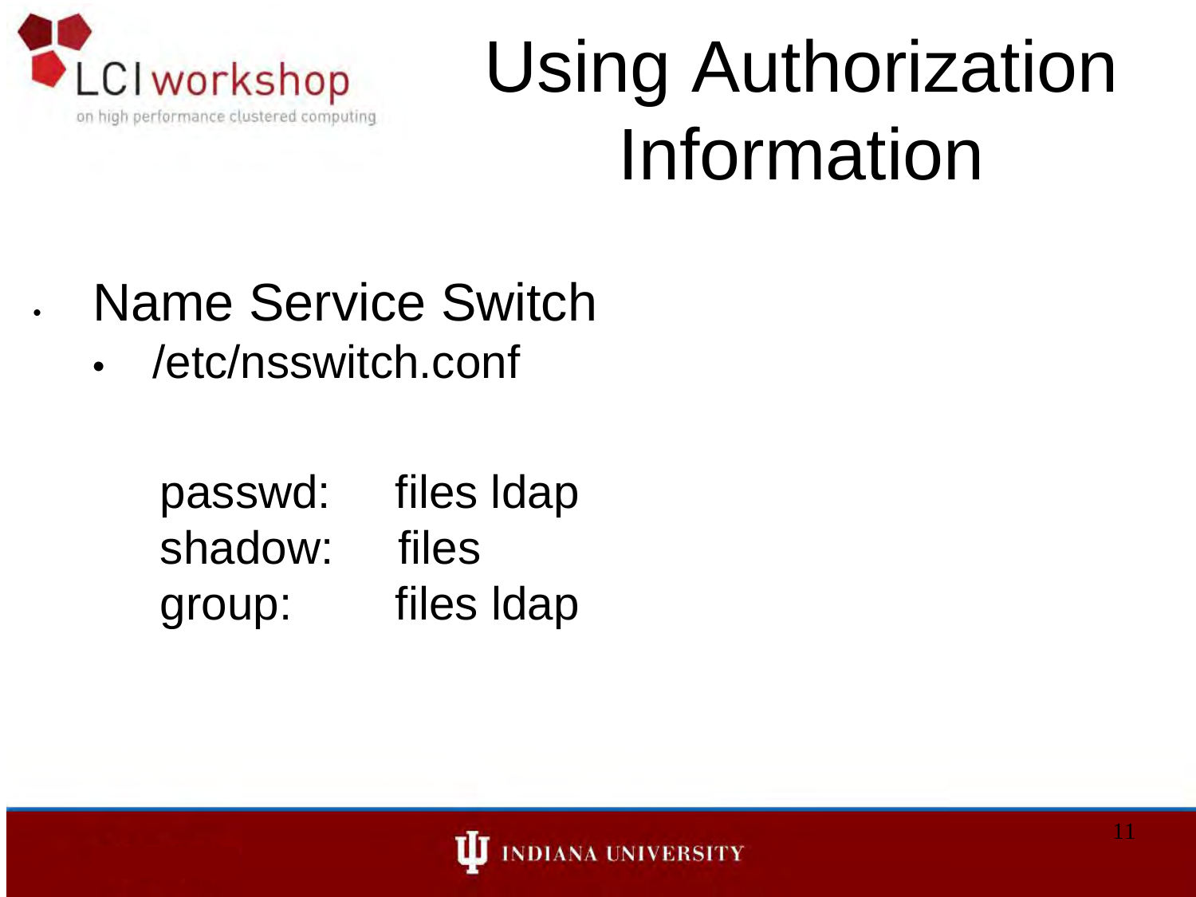# Using Authorization Information

- Name Service Switch
  - /etc/nsswitch.conf

```
passwd:     files ldap
shadow:     files
group:      files ldap
```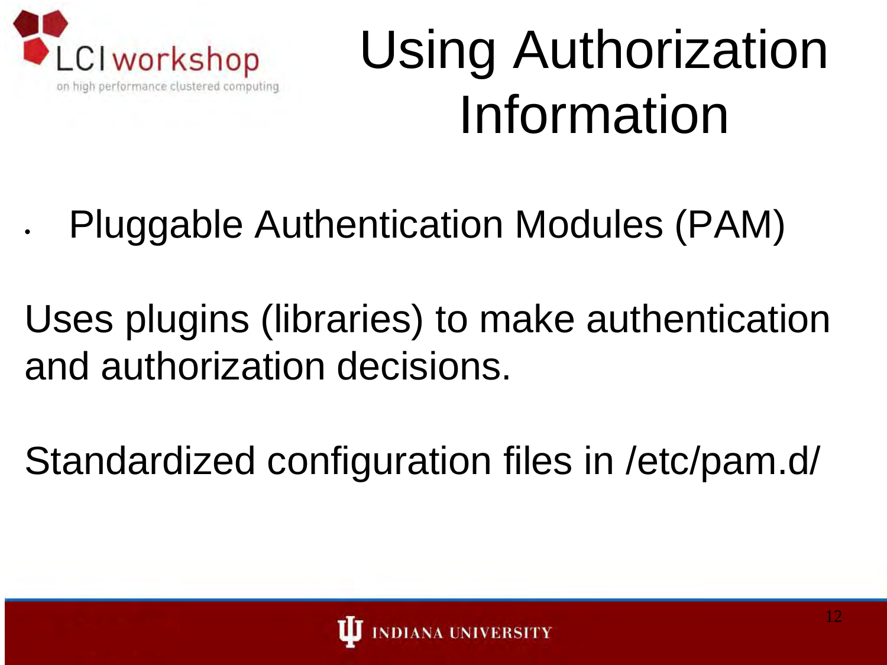# Using Authorization Information

- Pluggable Authentication Modules (PAM)

Uses plugins (libraries) to make authentication and authorization decisions.

Standardized configuration files in /etc/pam.d/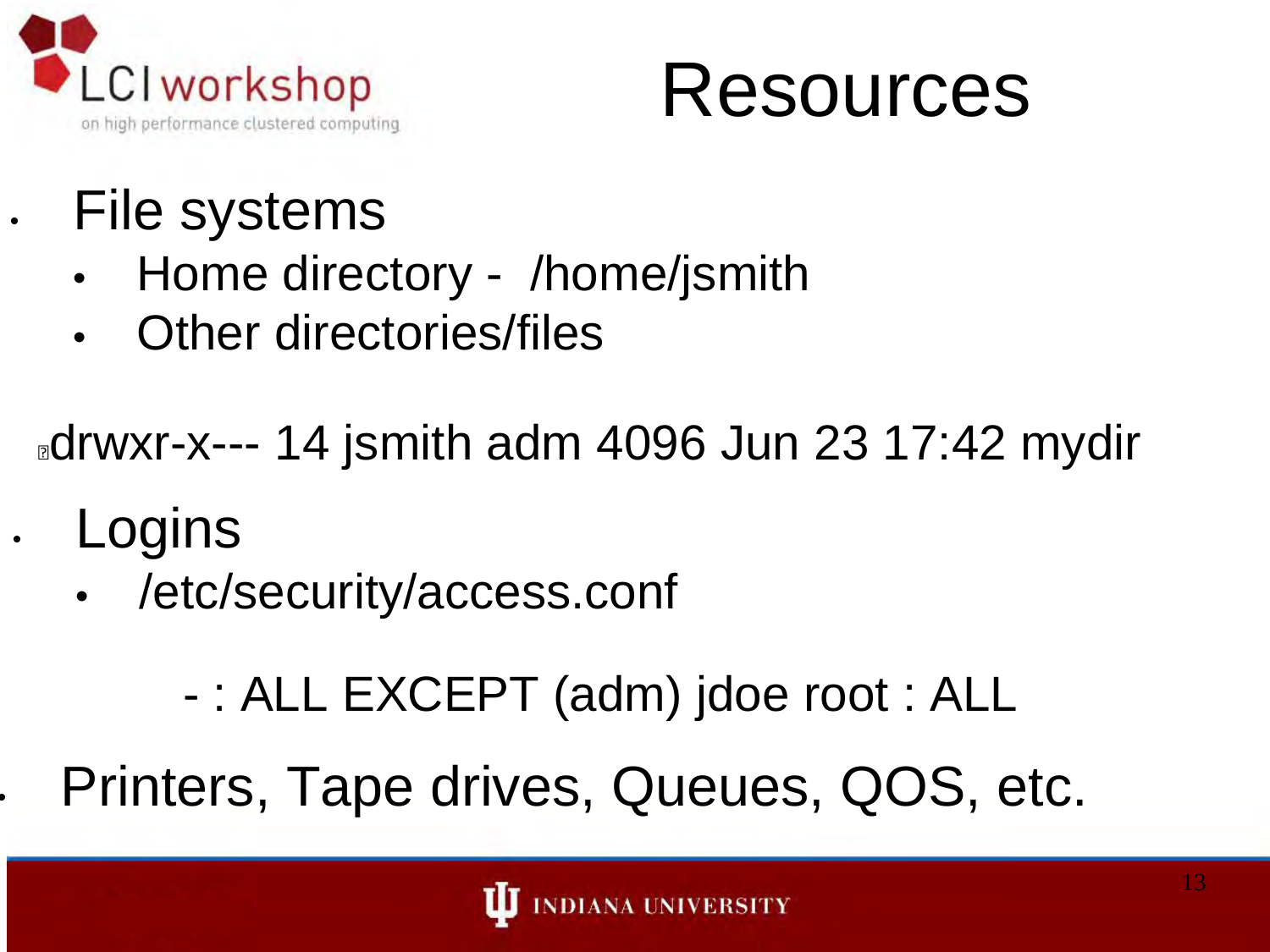# Resources

- File systems
  - Home directory - /home/jsmith
  - Other directories/files

```
drwxr-x--- 14 jsmith adm 4096 Jun 23 17:42 mydir
```

- Logins
  - /etc/security/access.conf

```
- : ALL EXCEPT (adm) jdoe root : ALL
```

- Printers, Tape drives, Queues, QOS, etc.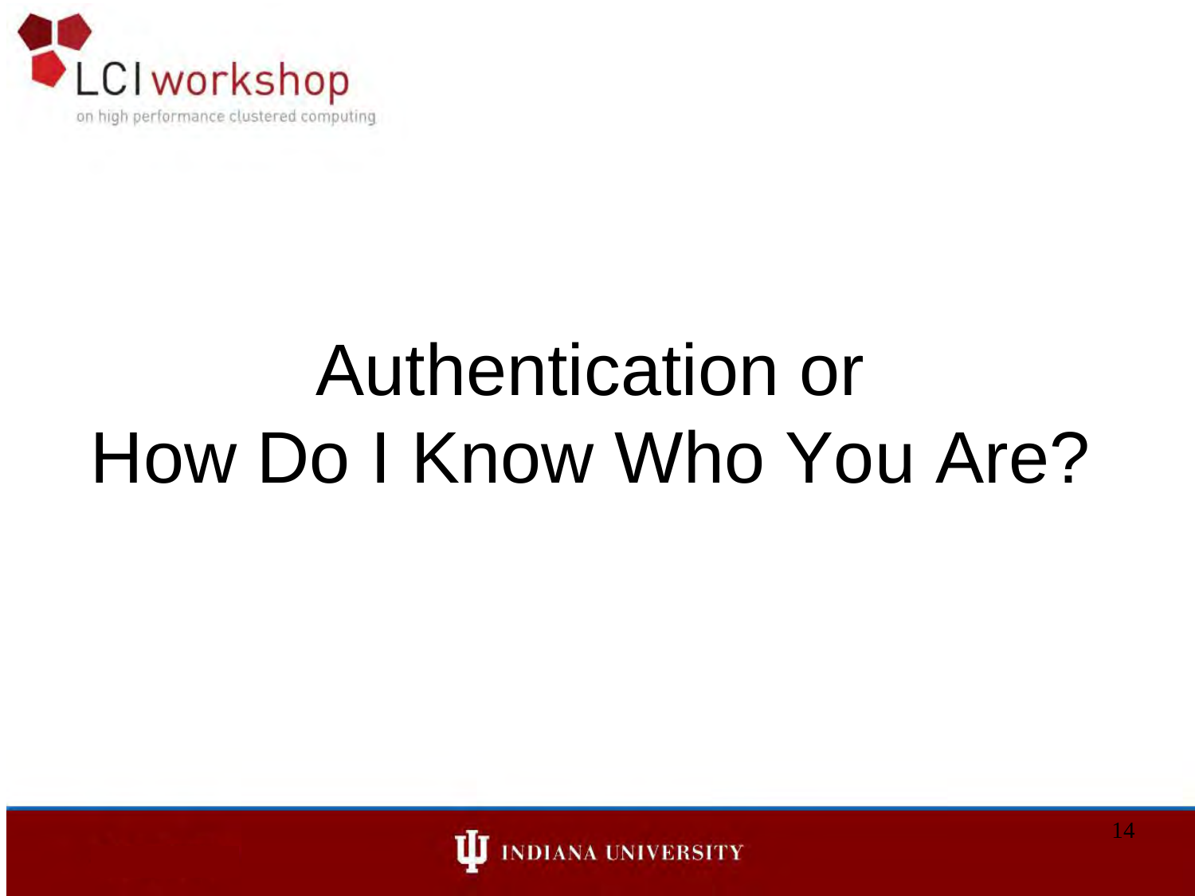# Authentication or How Do I Know Who You Are?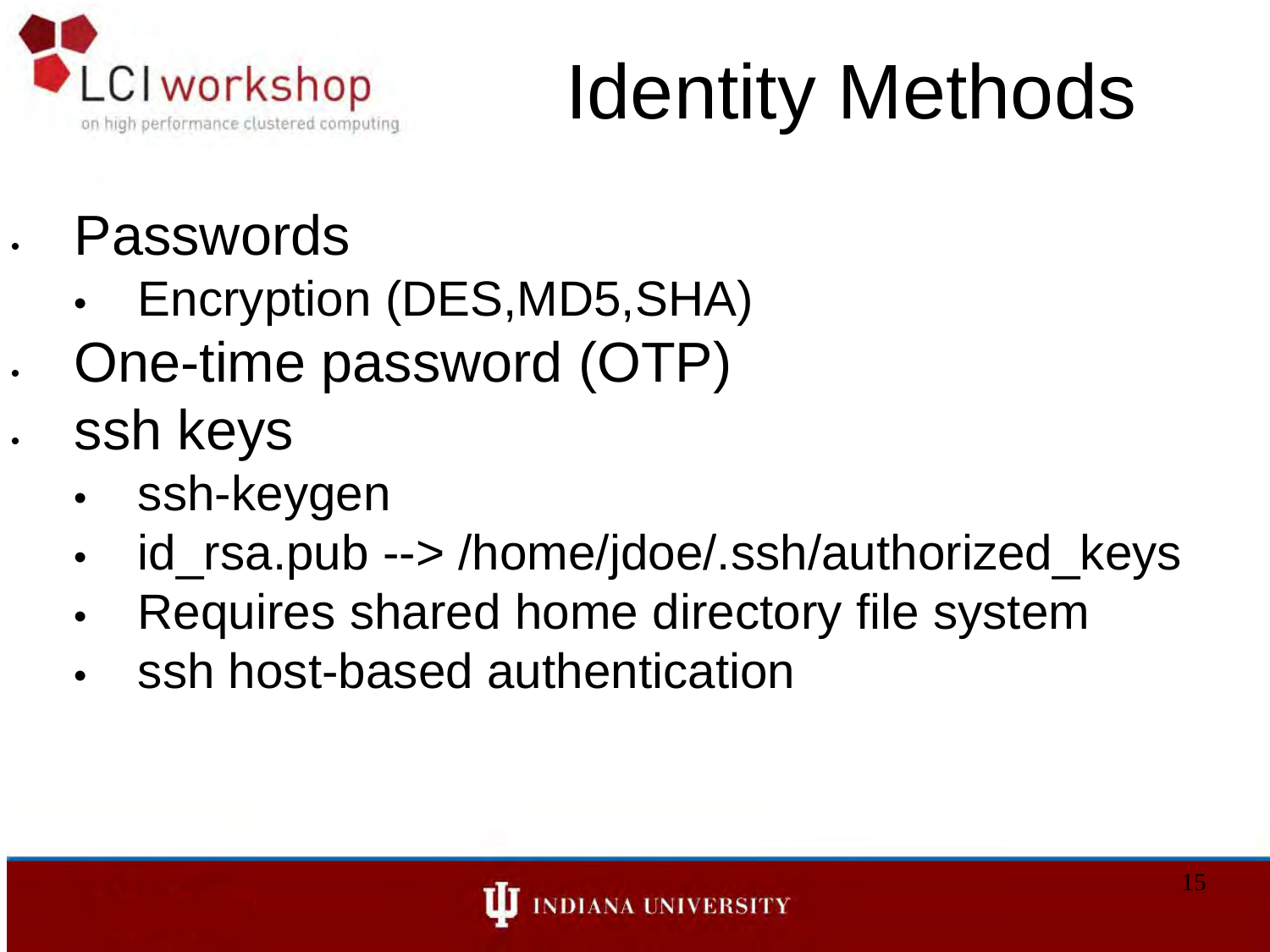# Identity Methods

- Passwords
  - Encryption (DES,MD5,SHA)
- One-time password (OTP)
- ssh keys
  - ssh-keygen
  - id_rsa.pub --> /home/jdoe/.ssh/authorized_keys
  - Requires shared home directory file system
  - ssh host-based authentication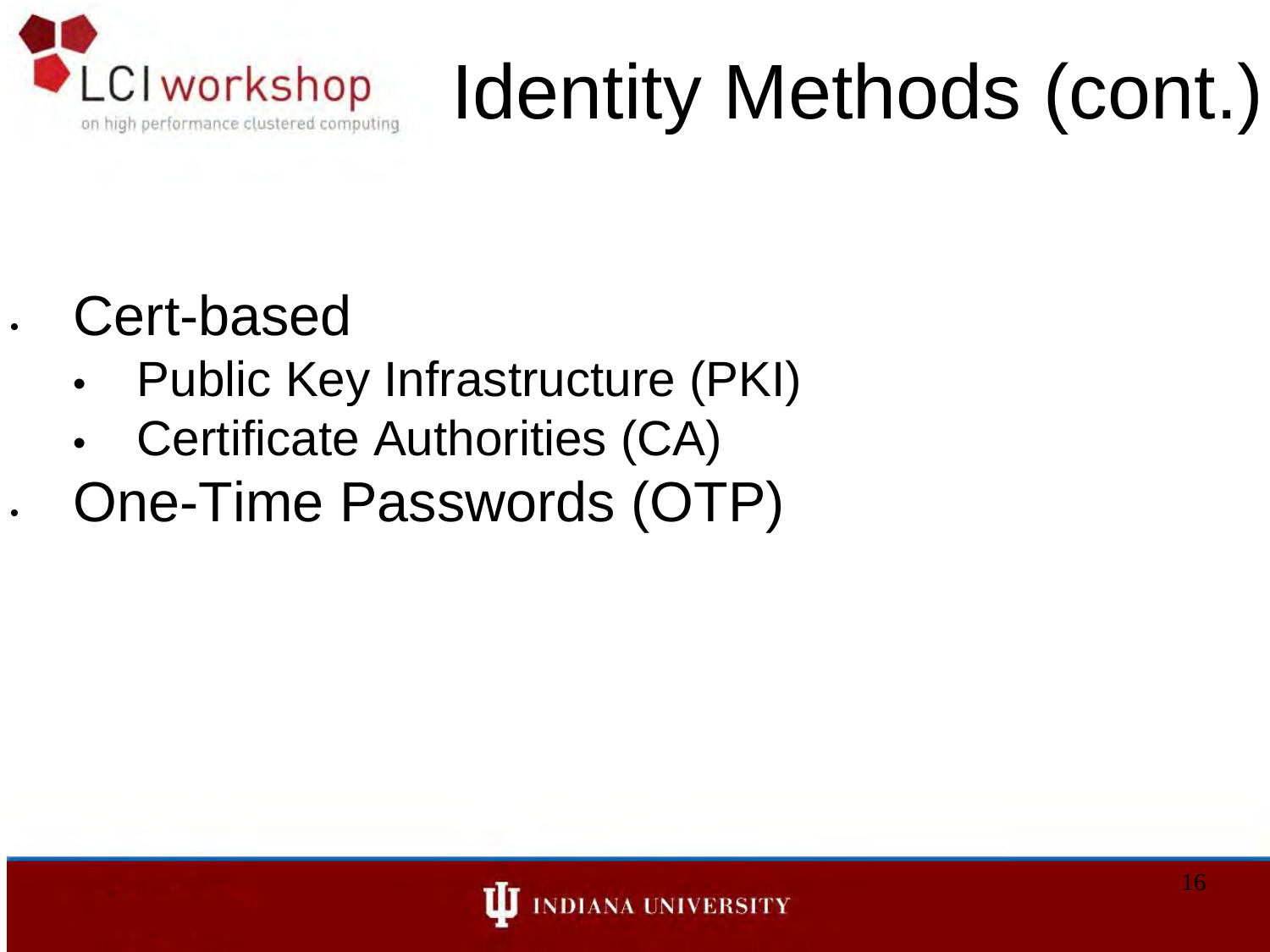# Identity Methods (cont.)

- Cert-based
  - Public Key Infrastructure (PKI)
  - Certificate Authorities (CA)
- One-Time Passwords (OTP)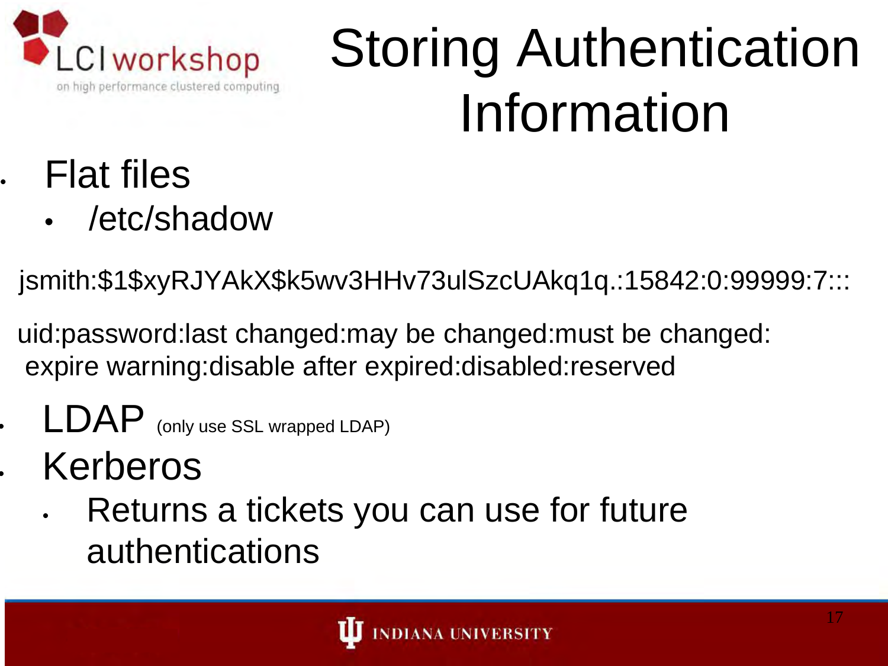# Storing Authentication Information

- Flat files
  - /etc/shadow

```
jsmith:$1$xyRJYAkX$k5wv3HHv73ulSzcUAkq1q.:15842:0:99999:7:::
```

uid:password:last changed:may be changed:must be changed: expire warning:disable after expired:disabled:reserved

- LDAP (only use SSL wrapped LDAP)
- Kerberos
  - Returns a tickets you can use for future authentications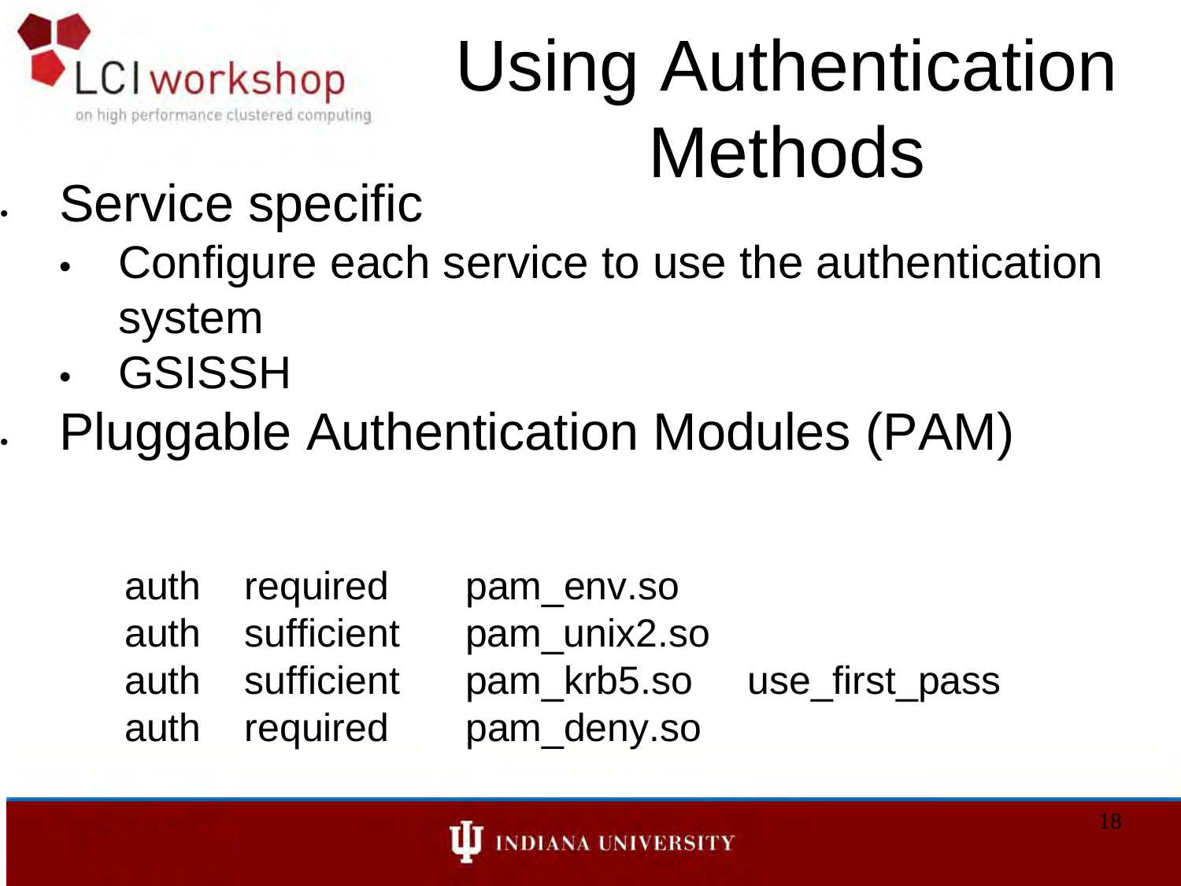# Using Authentication Methods

- Service specific
  - Configure each service to use the authentication system
  - GSISSH
- Pluggable Authentication Modules (PAM)

```
auth   required     pam_env.so
auth   sufficient   pam_unix2.so
auth   sufficient   pam_krb5.so    use_first_pass
auth   required     pam_deny.so
```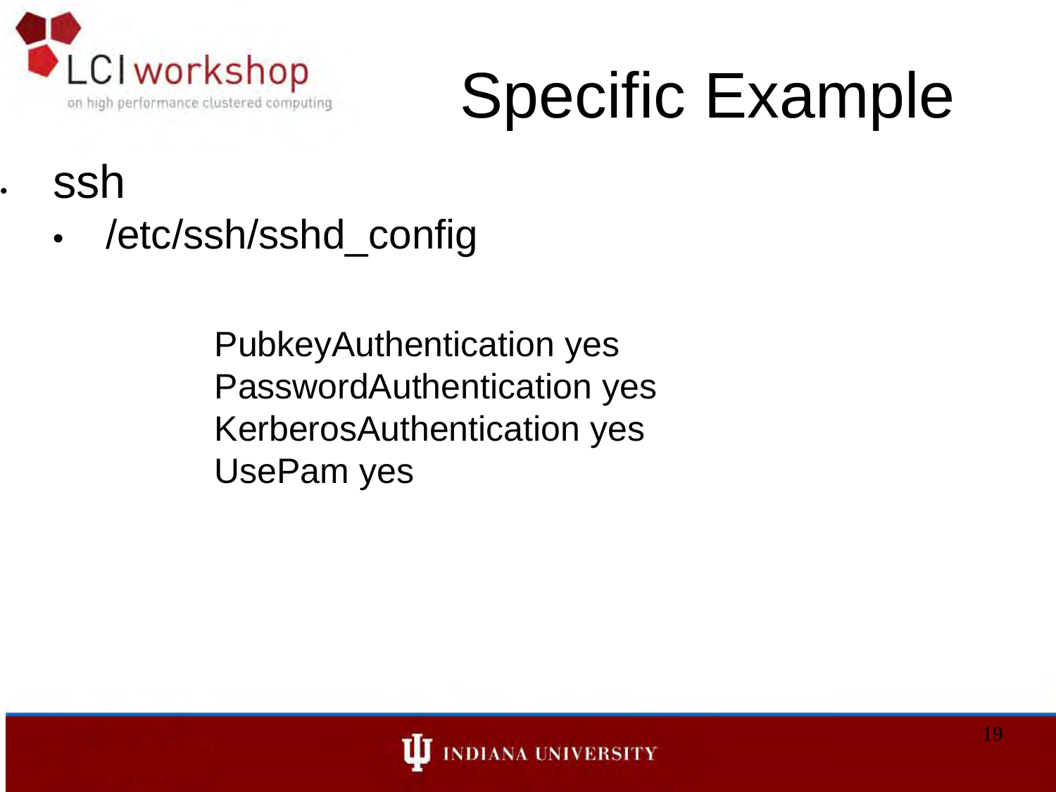# Specific Example

- ssh
  - /etc/ssh/sshd_config

```
PubkeyAuthentication yes
PasswordAuthentication yes
KerberosAuthentication yes
UsePam yes
```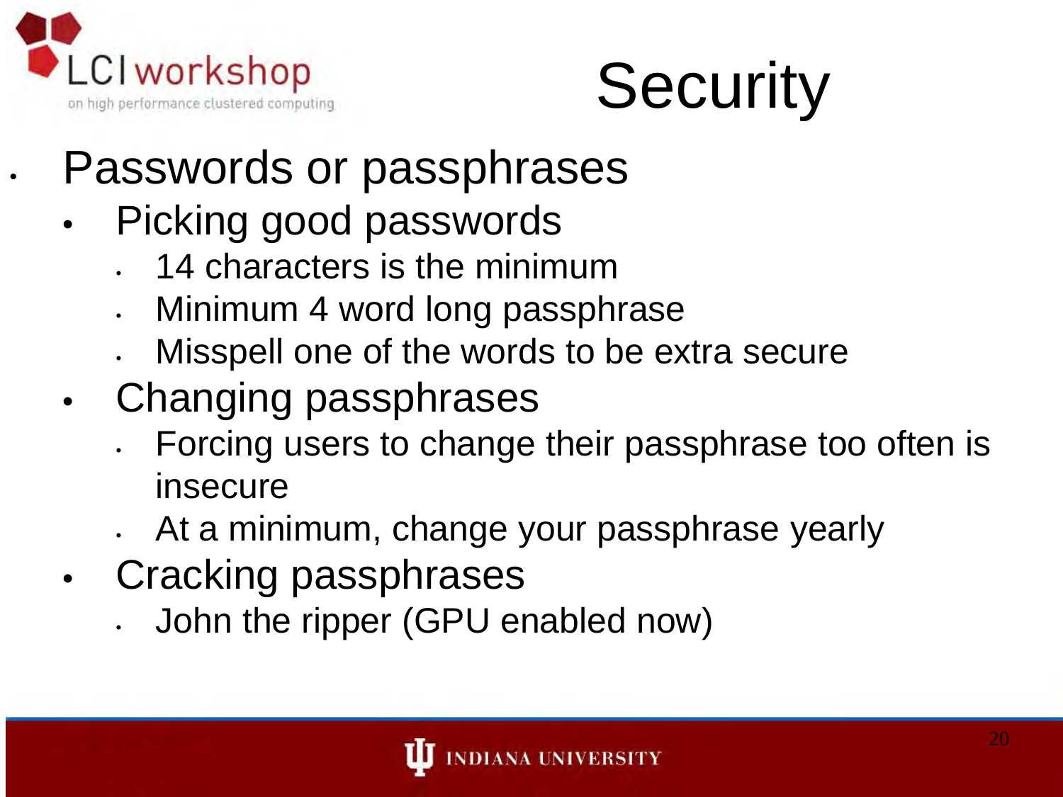# Security

- Passwords or passphrases
  - Picking good passwords
    - 14 characters is the minimum
    - Minimum 4 word long passphrase
    - Misspell one of the words to be extra secure
  - Changing passphrases
    - Forcing users to change their passphrase too often is insecure
    - At a minimum, change your passphrase yearly
  - Cracking passphrases
    - John the ripper (GPU enabled now)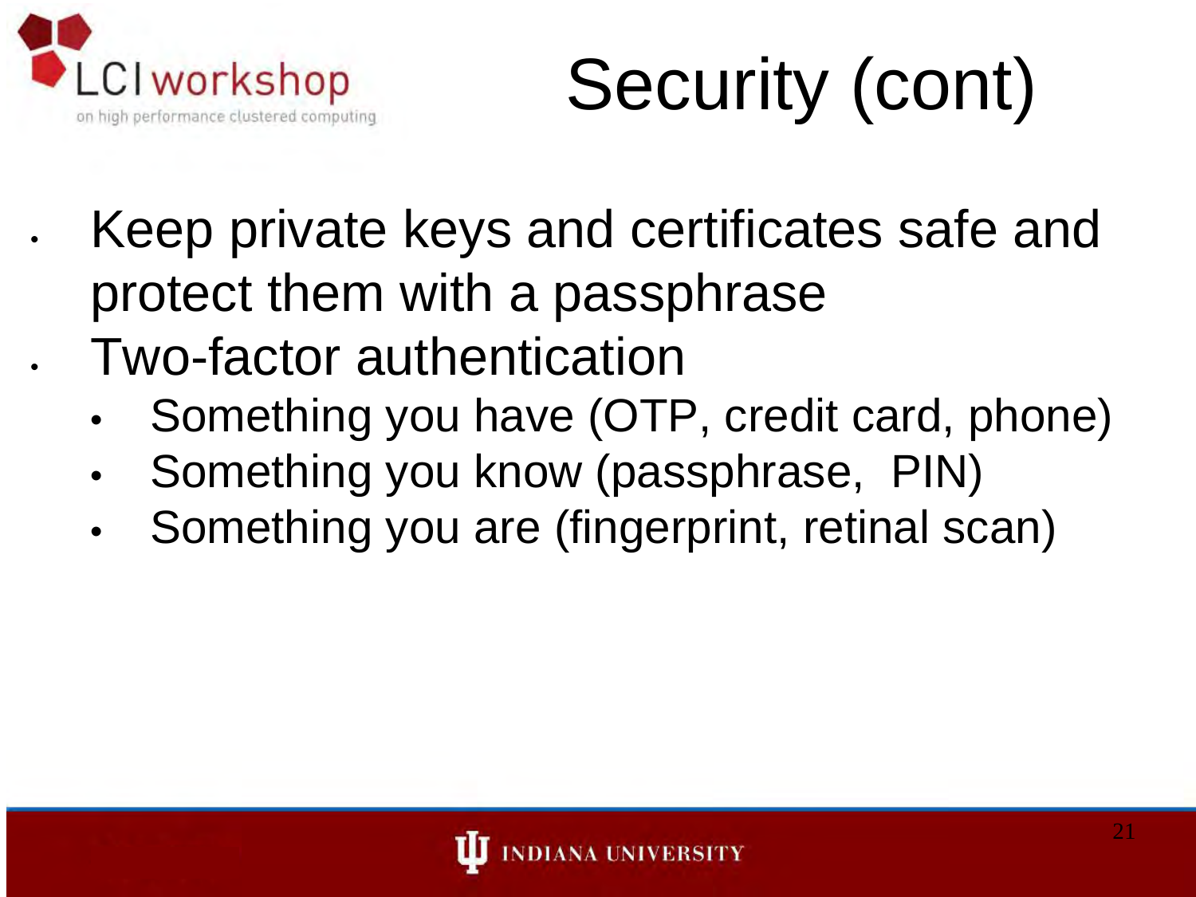# Security (cont)

- Keep private keys and certificates safe and protect them with a passphrase
- Two-factor authentication
  - Something you have (OTP, credit card, phone)
  - Something you know (passphrase, PIN)
  - Something you are (fingerprint, retinal scan)